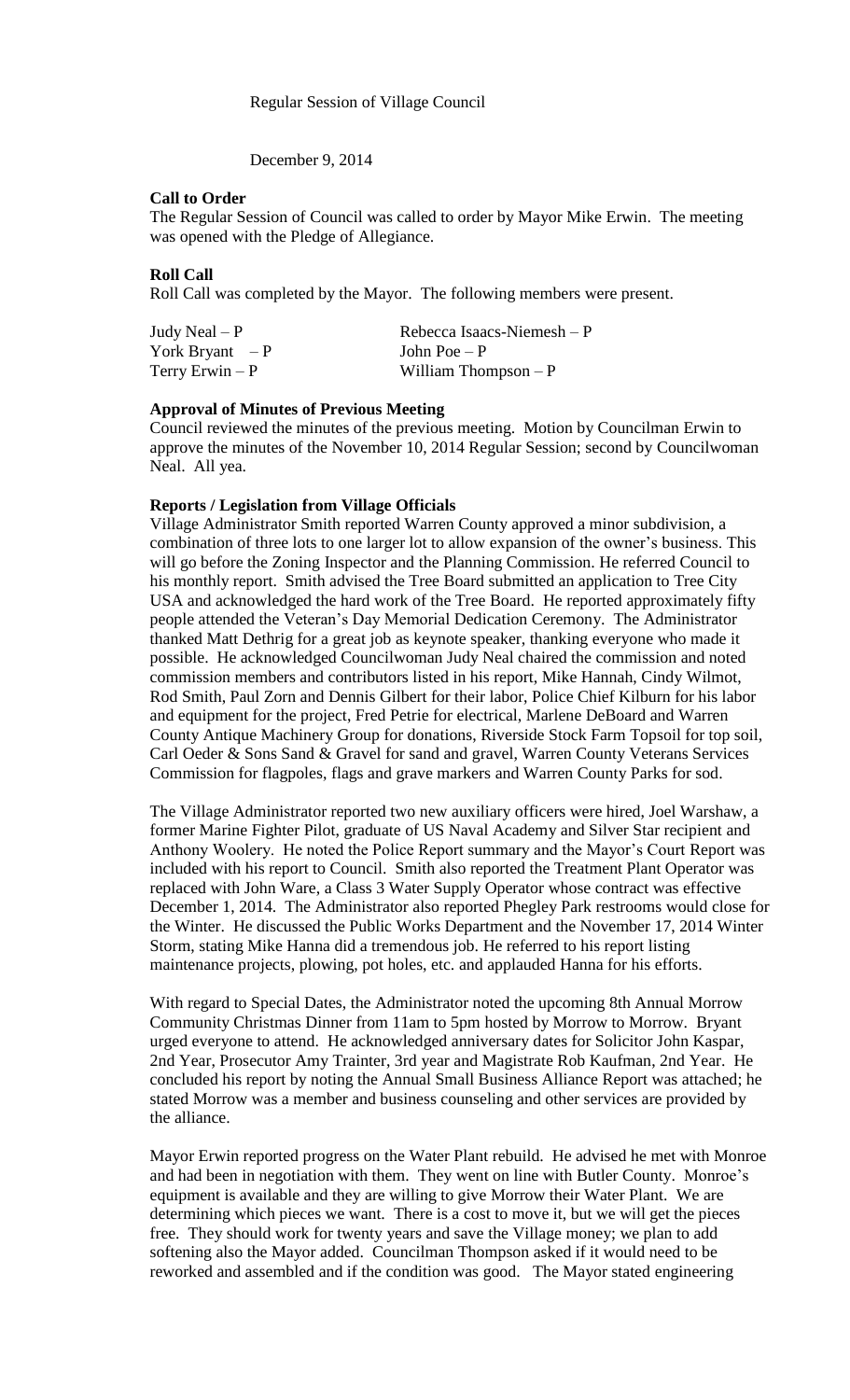Regular Session of Village Council

December 9, 2014

**Call to Order**

The Regular Session of Council was called to order by Mayor Mike Erwin. The meeting was opened with the Pledge of Allegiance.

**Roll Call**

Roll Call was completed by the Mayor. The following members were present.

| | |
|---|---|
| Judy Neal – P | Rebecca Isaacs-Niemesh – P |
| York Bryant – P | John Poe – P |
| Terry Erwin – P | William Thompson – P |

**Approval of Minutes of Previous Meeting**

Council reviewed the minutes of the previous meeting. Motion by Councilman Erwin to approve the minutes of the November 10, 2014 Regular Session; second by Councilwoman Neal. All yea.

**Reports / Legislation from Village Officials**

Village Administrator Smith reported Warren County approved a minor subdivision, a combination of three lots to one larger lot to allow expansion of the owner's business. This will go before the Zoning Inspector and the Planning Commission. He referred Council to his monthly report. Smith advised the Tree Board submitted an application to Tree City USA and acknowledged the hard work of the Tree Board. He reported approximately fifty people attended the Veteran's Day Memorial Dedication Ceremony. The Administrator thanked Matt Dethrig for a great job as keynote speaker, thanking everyone who made it possible. He acknowledged Councilwoman Judy Neal chaired the commission and noted commission members and contributors listed in his report, Mike Hannah, Cindy Wilmot, Rod Smith, Paul Zorn and Dennis Gilbert for their labor, Police Chief Kilburn for his labor and equipment for the project, Fred Petrie for electrical, Marlene DeBoard and Warren County Antique Machinery Group for donations, Riverside Stock Farm Topsoil for top soil, Carl Oeder & Sons Sand & Gravel for sand and gravel, Warren County Veterans Services Commission for flagpoles, flags and grave markers and Warren County Parks for sod.

The Village Administrator reported two new auxiliary officers were hired, Joel Warshaw, a former Marine Fighter Pilot, graduate of US Naval Academy and Silver Star recipient and Anthony Woolery. He noted the Police Report summary and the Mayor's Court Report was included with his report to Council. Smith also reported the Treatment Plant Operator was replaced with John Ware, a Class 3 Water Supply Operator whose contract was effective December 1, 2014. The Administrator also reported Phegley Park restrooms would close for the Winter. He discussed the Public Works Department and the November 17, 2014 Winter Storm, stating Mike Hanna did a tremendous job. He referred to his report listing maintenance projects, plowing, pot holes, etc. and applauded Hanna for his efforts.

With regard to Special Dates, the Administrator noted the upcoming 8th Annual Morrow Community Christmas Dinner from 11am to 5pm hosted by Morrow to Morrow. Bryant urged everyone to attend. He acknowledged anniversary dates for Solicitor John Kaspar, 2nd Year, Prosecutor Amy Trainter, 3rd year and Magistrate Rob Kaufman, 2nd Year. He concluded his report by noting the Annual Small Business Alliance Report was attached; he stated Morrow was a member and business counseling and other services are provided by the alliance.

Mayor Erwin reported progress on the Water Plant rebuild. He advised he met with Monroe and had been in negotiation with them. They went on line with Butler County. Monroe's equipment is available and they are willing to give Morrow their Water Plant. We are determining which pieces we want. There is a cost to move it, but we will get the pieces free. They should work for twenty years and save the Village money; we plan to add softening also the Mayor added. Councilman Thompson asked if it would need to be reworked and assembled and if the condition was good. The Mayor stated engineering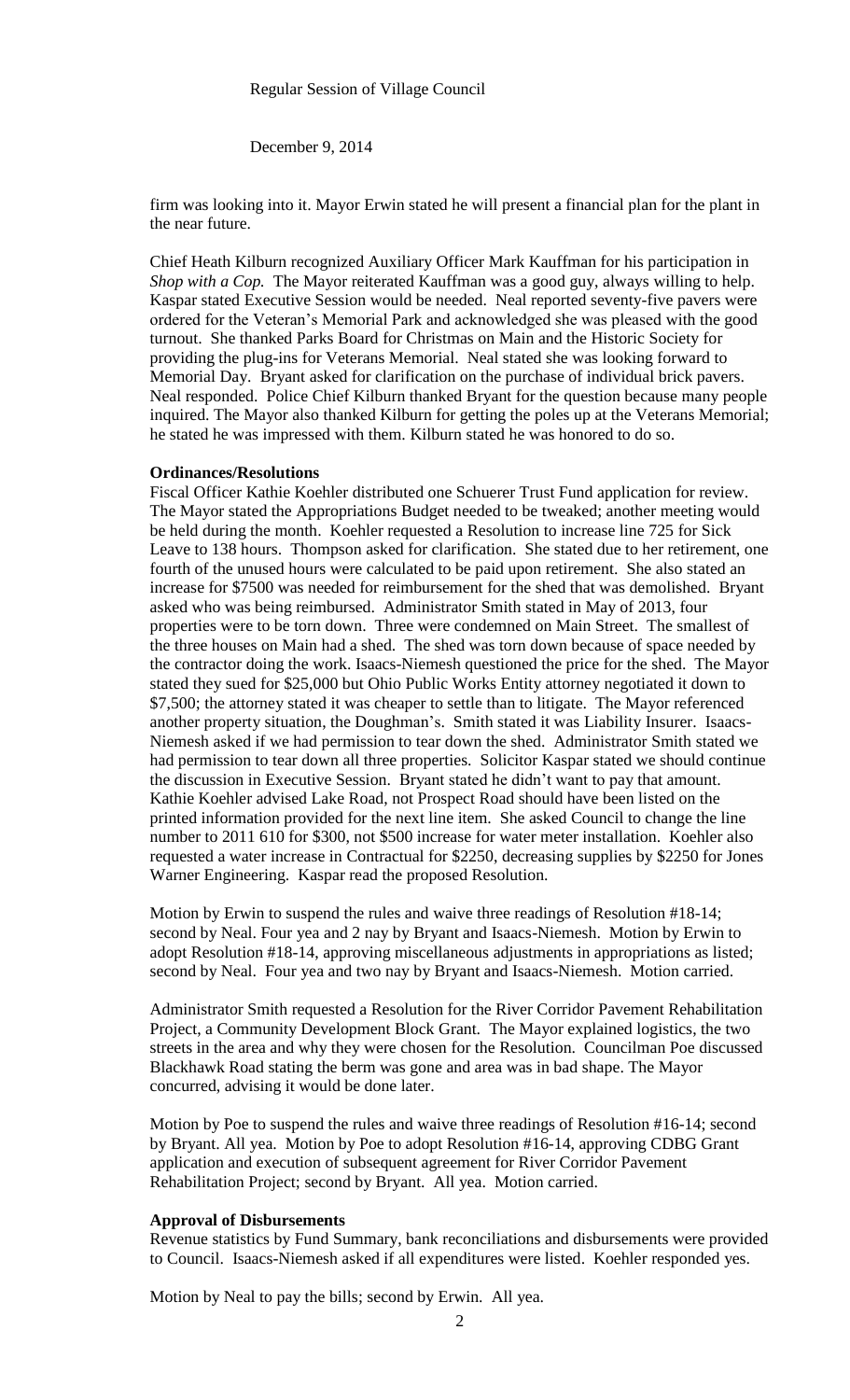firm was looking into it. Mayor Erwin stated he will present a financial plan for the plant in the near future.

Chief Heath Kilburn recognized Auxiliary Officer Mark Kauffman for his participation in *Shop with a Cop.* The Mayor reiterated Kauffman was a good guy, always willing to help. Kaspar stated Executive Session would be needed. Neal reported seventy-five pavers were ordered for the Veteran's Memorial Park and acknowledged she was pleased with the good turnout. She thanked Parks Board for Christmas on Main and the Historic Society for providing the plug-ins for Veterans Memorial. Neal stated she was looking forward to Memorial Day. Bryant asked for clarification on the purchase of individual brick pavers. Neal responded. Police Chief Kilburn thanked Bryant for the question because many people inquired. The Mayor also thanked Kilburn for getting the poles up at the Veterans Memorial; he stated he was impressed with them. Kilburn stated he was honored to do so.

**Ordinances/Resolutions**

Fiscal Officer Kathie Koehler distributed one Schuerer Trust Fund application for review. The Mayor stated the Appropriations Budget needed to be tweaked; another meeting would be held during the month. Koehler requested a Resolution to increase line 725 for Sick Leave to 138 hours. Thompson asked for clarification. She stated due to her retirement, one fourth of the unused hours were calculated to be paid upon retirement. She also stated an increase for $7500 was needed for reimbursement for the shed that was demolished. Bryant asked who was being reimbursed. Administrator Smith stated in May of 2013, four properties were to be torn down. Three were condemned on Main Street. The smallest of the three houses on Main had a shed. The shed was torn down because of space needed by the contractor doing the work. Isaacs-Niemesh questioned the price for the shed. The Mayor stated they sued for $25,000 but Ohio Public Works Entity attorney negotiated it down to $7,500; the attorney stated it was cheaper to settle than to litigate. The Mayor referenced another property situation, the Doughman's. Smith stated it was Liability Insurer. Isaacs-Niemesh asked if we had permission to tear down the shed. Administrator Smith stated we had permission to tear down all three properties. Solicitor Kaspar stated we should continue the discussion in Executive Session. Bryant stated he didn't want to pay that amount. Kathie Koehler advised Lake Road, not Prospect Road should have been listed on the printed information provided for the next line item. She asked Council to change the line number to 2011 610 for $300, not $500 increase for water meter installation. Koehler also requested a water increase in Contractual for $2250, decreasing supplies by $2250 for Jones Warner Engineering. Kaspar read the proposed Resolution.

Motion by Erwin to suspend the rules and waive three readings of Resolution #18-14; second by Neal. Four yea and 2 nay by Bryant and Isaacs-Niemesh. Motion by Erwin to adopt Resolution #18-14, approving miscellaneous adjustments in appropriations as listed; second by Neal. Four yea and two nay by Bryant and Isaacs-Niemesh. Motion carried.

Administrator Smith requested a Resolution for the River Corridor Pavement Rehabilitation Project, a Community Development Block Grant. The Mayor explained logistics, the two streets in the area and why they were chosen for the Resolution. Councilman Poe discussed Blackhawk Road stating the berm was gone and area was in bad shape. The Mayor concurred, advising it would be done later.

Motion by Poe to suspend the rules and waive three readings of Resolution #16-14; second by Bryant. All yea. Motion by Poe to adopt Resolution #16-14, approving CDBG Grant application and execution of subsequent agreement for River Corridor Pavement Rehabilitation Project; second by Bryant. All yea. Motion carried.

**Approval of Disbursements**

Revenue statistics by Fund Summary, bank reconciliations and disbursements were provided to Council. Isaacs-Niemesh asked if all expenditures were listed. Koehler responded yes.

Motion by Neal to pay the bills; second by Erwin. All yea.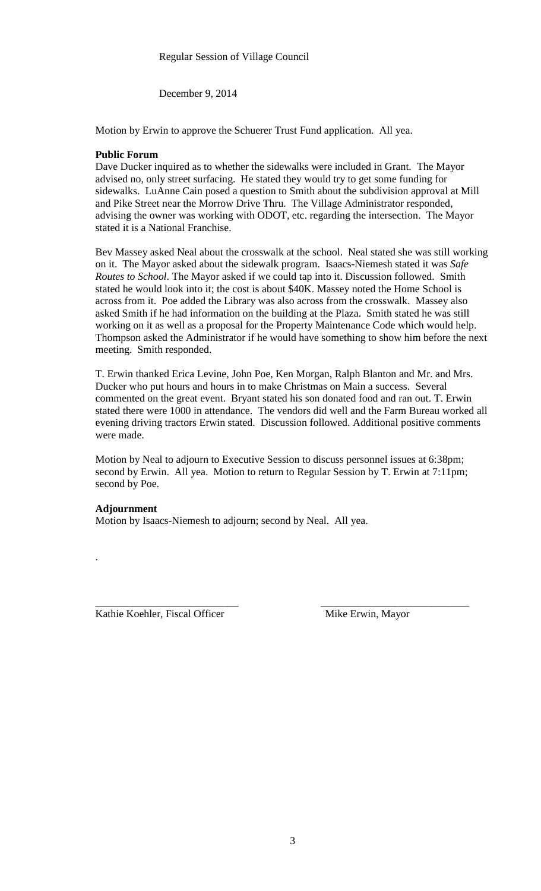Regular Session of Village Council

December 9, 2014

Motion by Erwin to approve the Schuerer Trust Fund application. All yea.

**Public Forum**

Dave Ducker inquired as to whether the sidewalks were included in Grant. The Mayor advised no, only street surfacing. He stated they would try to get some funding for sidewalks. LuAnne Cain posed a question to Smith about the subdivision approval at Mill and Pike Street near the Morrow Drive Thru. The Village Administrator responded, advising the owner was working with ODOT, etc. regarding the intersection. The Mayor stated it is a National Franchise.

Bev Massey asked Neal about the crosswalk at the school. Neal stated she was still working on it. The Mayor asked about the sidewalk program. Isaacs-Niemesh stated it was *Safe Routes to School*. The Mayor asked if we could tap into it. Discussion followed. Smith stated he would look into it; the cost is about $40K. Massey noted the Home School is across from it. Poe added the Library was also across from the crosswalk. Massey also asked Smith if he had information on the building at the Plaza. Smith stated he was still working on it as well as a proposal for the Property Maintenance Code which would help. Thompson asked the Administrator if he would have something to show him before the next meeting. Smith responded.

T. Erwin thanked Erica Levine, John Poe, Ken Morgan, Ralph Blanton and Mr. and Mrs. Ducker who put hours and hours in to make Christmas on Main a success. Several commented on the great event. Bryant stated his son donated food and ran out. T. Erwin stated there were 1000 in attendance. The vendors did well and the Farm Bureau worked all evening driving tractors Erwin stated. Discussion followed. Additional positive comments were made.

Motion by Neal to adjourn to Executive Session to discuss personnel issues at 6:38pm; second by Erwin. All yea. Motion to return to Regular Session by T. Erwin at 7:11pm; second by Poe.

**Adjournment**

Motion by Isaacs-Niemesh to adjourn; second by Neal. All yea.

.

\_\_\_\_\_\_\_\_\_\_\_\_\_\_\_\_\_\_\_\_\_\_\_\_\_\_\_ \_\_\_\_\_\_\_\_\_\_\_\_\_\_\_\_\_\_\_\_\_\_\_\_\_\_\_\_

Kathie Koehler, Fiscal Officer Mike Erwin, Mayor